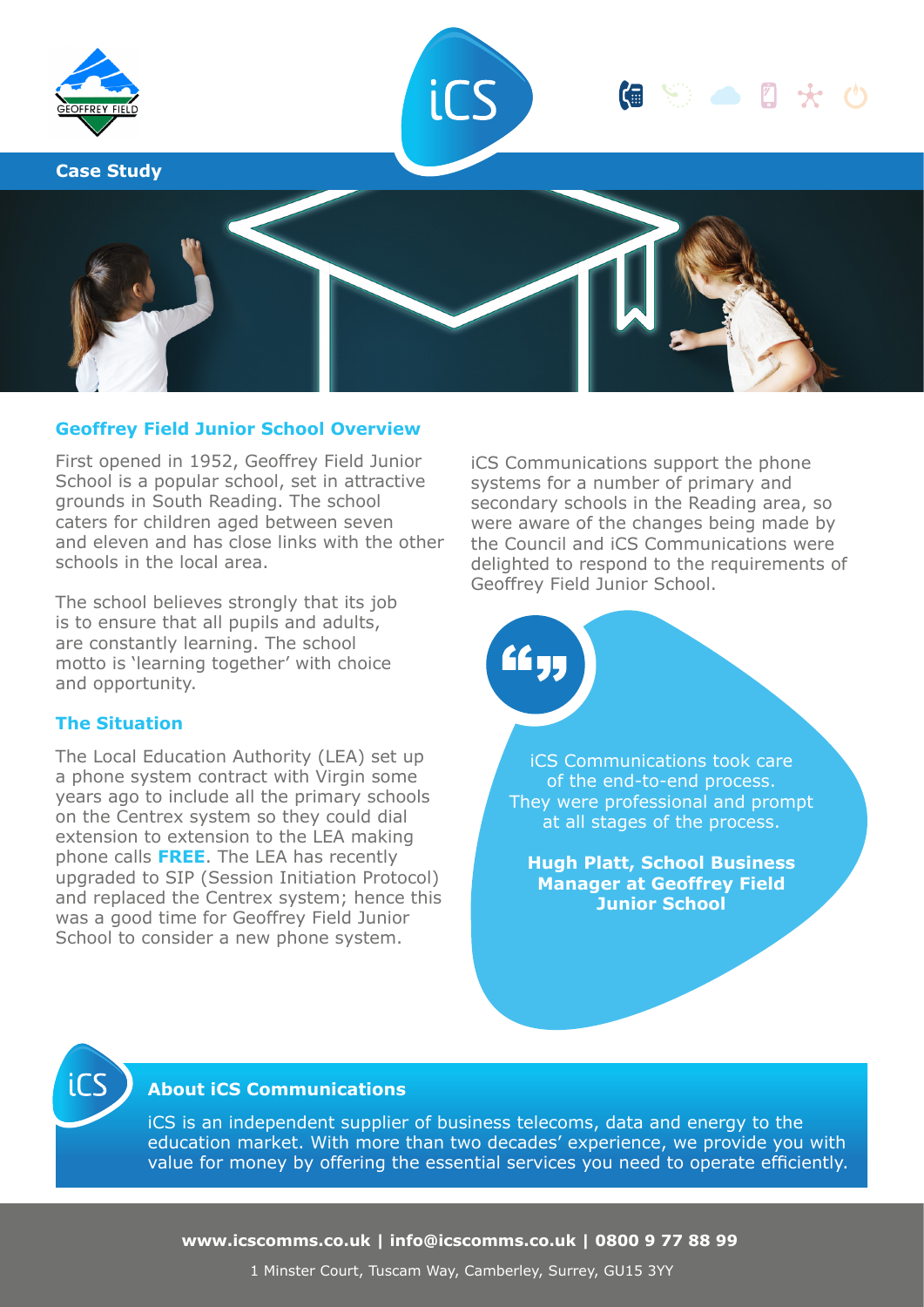Case Study

## Geoffrey Field Junior School Overview

First opened in 1952, Geoffrey Field Junior School is a popular school, set in attractive grounds in South Reading. The school caters for children aged between seven and eleven and has close links with the other schools in the local area.

The school believes strongly that its job is to ensure that all pupils and adults, are constantly learning. The school motto is 'learning together' with choice and opportunity.

## The Situation

The Local Education Authority (LEA) set up a phone system contract with Virgin some years ago to include all the primary schools on the Centrex system so they could dial extension to extension to the LEA making phone calls **FREE**. The LEA has recently upgraded to SIP (Session Initiation Protocol) and replaced the Centrex system; hence this was a good time for Geoffrey Field Junior School to consider a new phone system.

iCS Communications support the phone systems for a number of primary and secondary schools in the Reading area, so were aware of the changes being made by the Council and iCS Communications were delighted to respond to the requirements of Geoffrey Field Junior School.

> iCS Communications took care of the end-to-end process. They were professional and prompt at all stages of the process.
>
> **Hugh Platt, School Business Manager at Geoffrey Field Junior School**

## About iCS Communications

iCS is an independent supplier of business telecoms, data and energy to the education market. With more than two decades' experience, we provide you with value for money by offering the essential services you need to operate efficiently.

**www.icscomms.co.uk | info@icscomms.co.uk | 0800 9 77 88 99**

1 Minster Court, Tuscam Way, Camberley, Surrey, GU15 3YY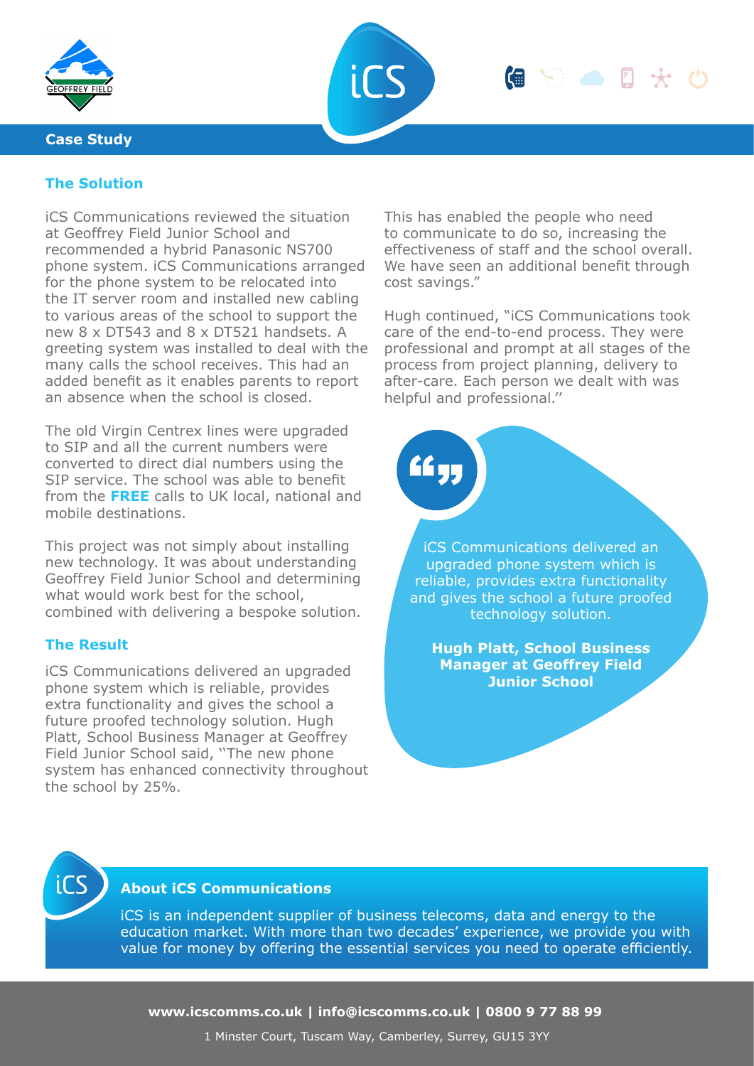Case Study

## The Solution

iCS Communications reviewed the situation at Geoffrey Field Junior School and recommended a hybrid Panasonic NS700 phone system. iCS Communications arranged for the phone system to be relocated into the IT server room and installed new cabling to various areas of the school to support the new 8 x DT543 and 8 x DT521 handsets. A greeting system was installed to deal with the many calls the school receives. This had an added benefit as it enables parents to report an absence when the school is closed.

The old Virgin Centrex lines were upgraded to SIP and all the current numbers were converted to direct dial numbers using the SIP service. The school was able to benefit from the **FREE** calls to UK local, national and mobile destinations.

This project was not simply about installing new technology. It was about understanding Geoffrey Field Junior School and determining what would work best for the school, combined with delivering a bespoke solution.

## The Result

iCS Communications delivered an upgraded phone system which is reliable, provides extra functionality and gives the school a future proofed technology solution. Hugh Platt, School Business Manager at Geoffrey Field Junior School said, "The new phone system has enhanced connectivity throughout the school by 25%.

This has enabled the people who need to communicate to do so, increasing the effectiveness of staff and the school overall. We have seen an additional benefit through cost savings."

Hugh continued, "iCS Communications took care of the end-to-end process. They were professional and prompt at all stages of the process from project planning, delivery to after-care. Each person we dealt with was helpful and professional."

> iCS Communications delivered an upgraded phone system which is reliable, provides extra functionality and gives the school a future proofed technology solution.
>
> **Hugh Platt, School Business Manager at Geoffrey Field Junior School**

### About iCS Communications

iCS is an independent supplier of business telecoms, data and energy to the education market. With more than two decades' experience, we provide you with value for money by offering the essential services you need to operate efficiently.

**www.icscomms.co.uk | info@icscomms.co.uk | 0800 9 77 88 99**

1 Minster Court, Tuscam Way, Camberley, Surrey, GU15 3YY